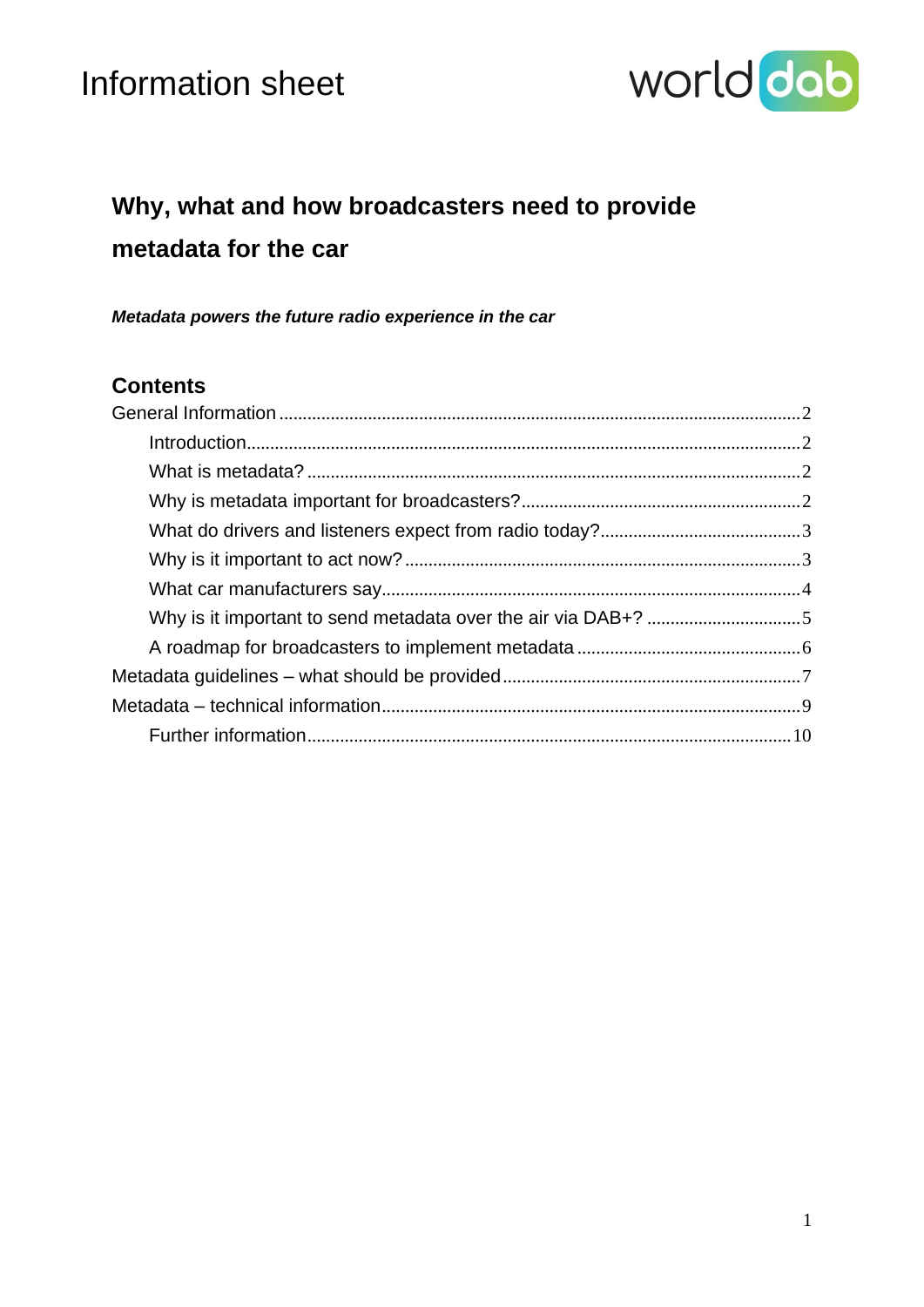Information sheet

# Why, what and how broadcasters need to provide metadata for the car

***Metadata powers the future radio experience in the car***

## Contents

- General Information ... 2
  - Introduction ... 2
  - What is metadata? ... 2
  - Why is metadata important for broadcasters? ... 2
  - What do drivers and listeners expect from radio today? ... 3
  - Why is it important to act now? ... 3
  - What car manufacturers say ... 4
  - Why is it important to send metadata over the air via DAB+? ... 5
  - A roadmap for broadcasters to implement metadata ... 6
- Metadata guidelines – what should be provided ... 7
- Metadata – technical information ... 9
  - Further information ... 10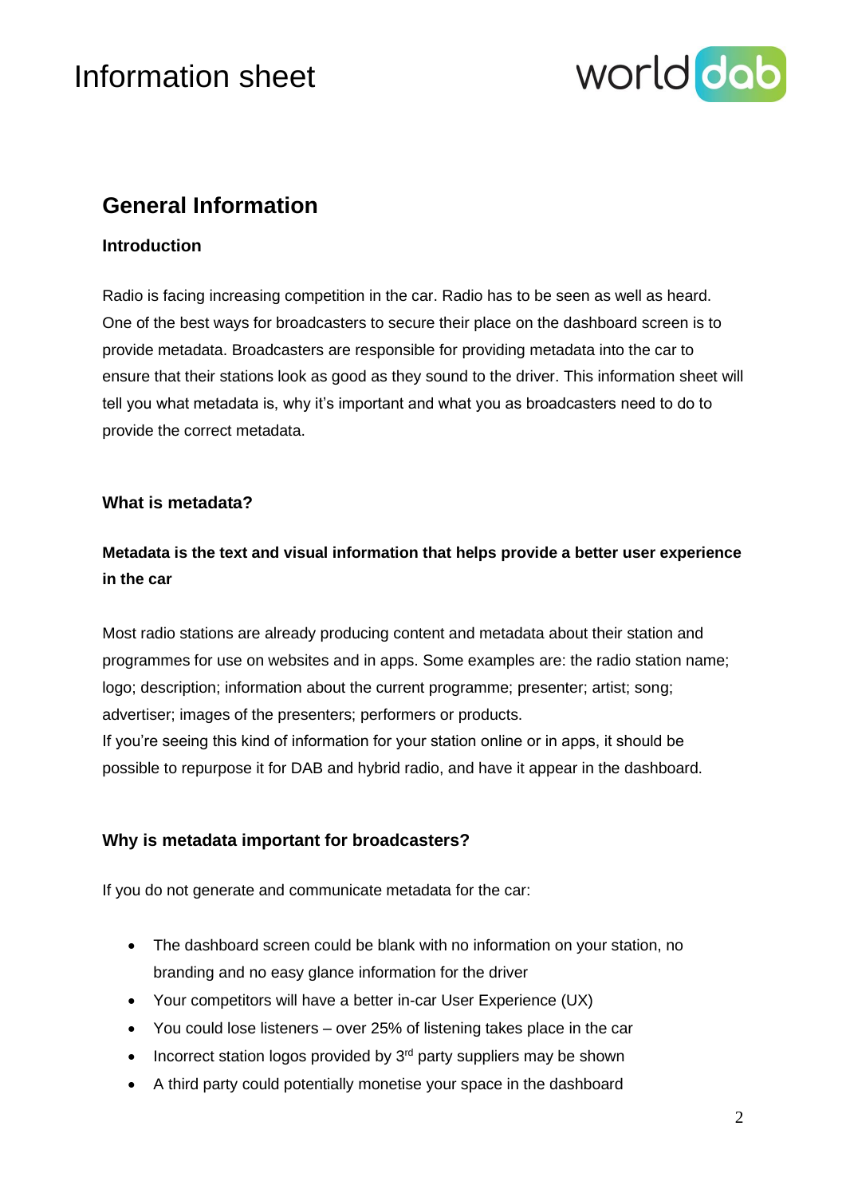## General Information

### Introduction

Radio is facing increasing competition in the car. Radio has to be seen as well as heard. One of the best ways for broadcasters to secure their place on the dashboard screen is to provide metadata. Broadcasters are responsible for providing metadata into the car to ensure that their stations look as good as they sound to the driver. This information sheet will tell you what metadata is, why it's important and what you as broadcasters need to do to provide the correct metadata.

### What is metadata?

**Metadata is the text and visual information that helps provide a better user experience in the car**

Most radio stations are already producing content and metadata about their station and programmes for use on websites and in apps. Some examples are: the radio station name; logo; description; information about the current programme; presenter; artist; song; advertiser; images of the presenters; performers or products.
If you're seeing this kind of information for your station online or in apps, it should be possible to repurpose it for DAB and hybrid radio, and have it appear in the dashboard.

### Why is metadata important for broadcasters?

If you do not generate and communicate metadata for the car:

- The dashboard screen could be blank with no information on your station, no branding and no easy glance information for the driver
- Your competitors will have a better in-car User Experience (UX)
- You could lose listeners – over 25% of listening takes place in the car
- Incorrect station logos provided by 3rd party suppliers may be shown
- A third party could potentially monetise your space in the dashboard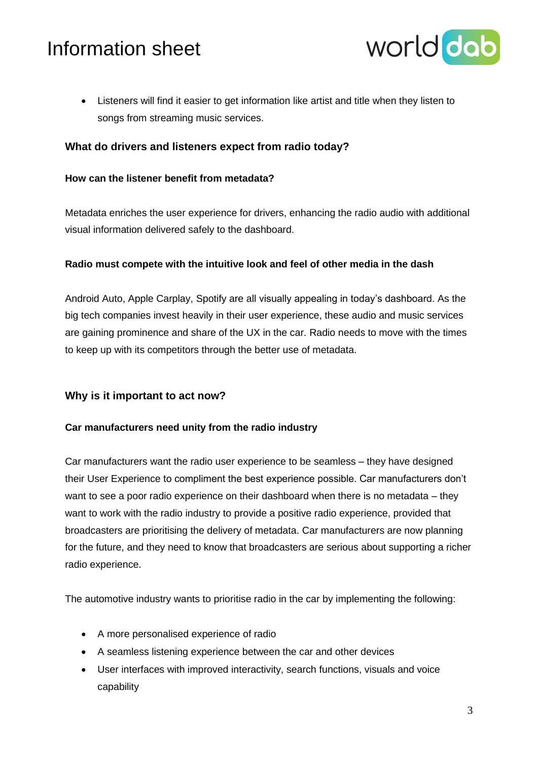- Listeners will find it easier to get information like artist and title when they listen to songs from streaming music services.

## What do drivers and listeners expect from radio today?

### How can the listener benefit from metadata?

Metadata enriches the user experience for drivers, enhancing the radio audio with additional visual information delivered safely to the dashboard.

### Radio must compete with the intuitive look and feel of other media in the dash

Android Auto, Apple Carplay, Spotify are all visually appealing in today's dashboard. As the big tech companies invest heavily in their user experience, these audio and music services are gaining prominence and share of the UX in the car. Radio needs to move with the times to keep up with its competitors through the better use of metadata.

## Why is it important to act now?

### Car manufacturers need unity from the radio industry

Car manufacturers want the radio user experience to be seamless – they have designed their User Experience to compliment the best experience possible. Car manufacturers don't want to see a poor radio experience on their dashboard when there is no metadata – they want to work with the radio industry to provide a positive radio experience, provided that broadcasters are prioritising the delivery of metadata. Car manufacturers are now planning for the future, and they need to know that broadcasters are serious about supporting a richer radio experience.

The automotive industry wants to prioritise radio in the car by implementing the following:

- A more personalised experience of radio
- A seamless listening experience between the car and other devices
- User interfaces with improved interactivity, search functions, visuals and voice capability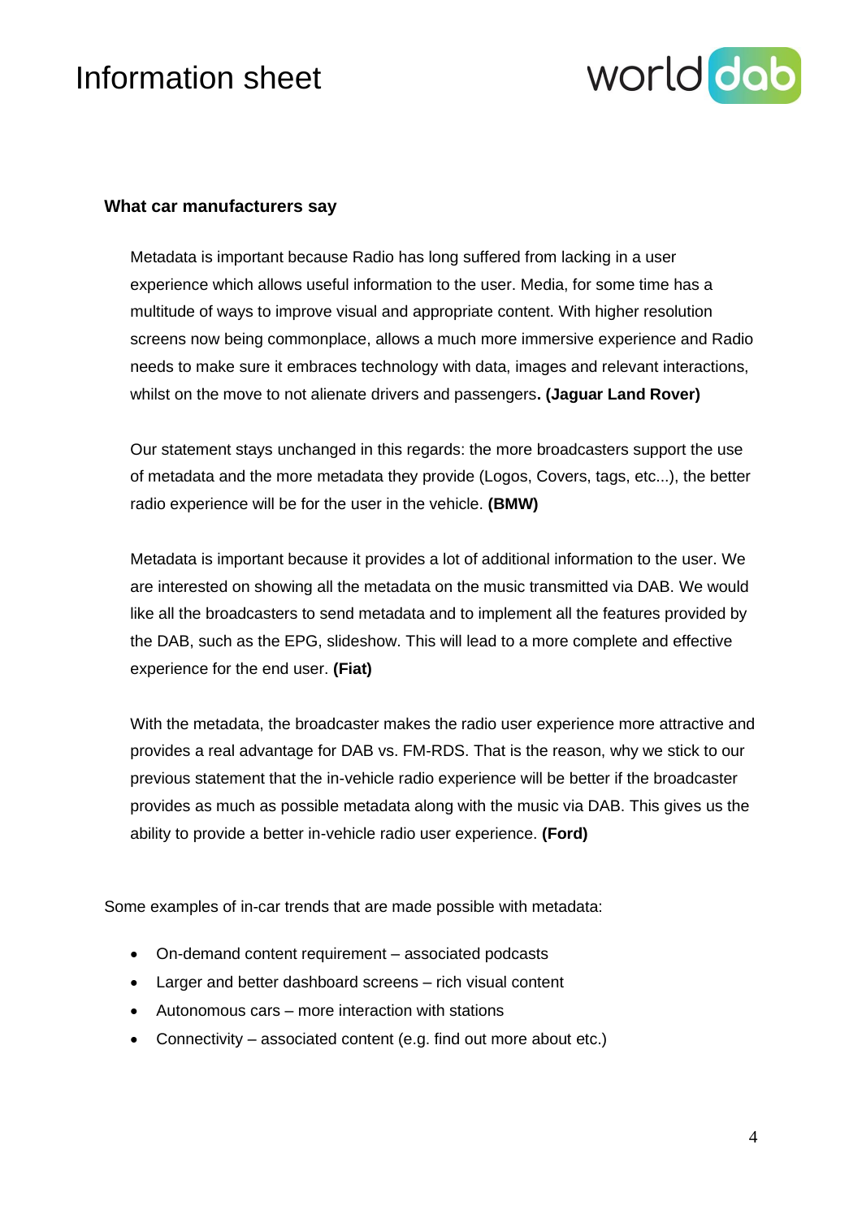**What car manufacturers say**

Metadata is important because Radio has long suffered from lacking in a user experience which allows useful information to the user. Media, for some time has a multitude of ways to improve visual and appropriate content. With higher resolution screens now being commonplace, allows a much more immersive experience and Radio needs to make sure it embraces technology with data, images and relevant interactions, whilst on the move to not alienate drivers and passengers**. (Jaguar Land Rover)**

Our statement stays unchanged in this regards: the more broadcasters support the use of metadata and the more metadata they provide (Logos, Covers, tags, etc...), the better radio experience will be for the user in the vehicle. **(BMW)**

Metadata is important because it provides a lot of additional information to the user. We are interested on showing all the metadata on the music transmitted via DAB. We would like all the broadcasters to send metadata and to implement all the features provided by the DAB, such as the EPG, slideshow. This will lead to a more complete and effective experience for the end user. **(Fiat)**

With the metadata, the broadcaster makes the radio user experience more attractive and provides a real advantage for DAB vs. FM-RDS. That is the reason, why we stick to our previous statement that the in-vehicle radio experience will be better if the broadcaster provides as much as possible metadata along with the music via DAB. This gives us the ability to provide a better in-vehicle radio user experience. **(Ford)**

Some examples of in-car trends that are made possible with metadata:

- On-demand content requirement – associated podcasts
- Larger and better dashboard screens – rich visual content
- Autonomous cars – more interaction with stations
- Connectivity – associated content (e.g. find out more about etc.)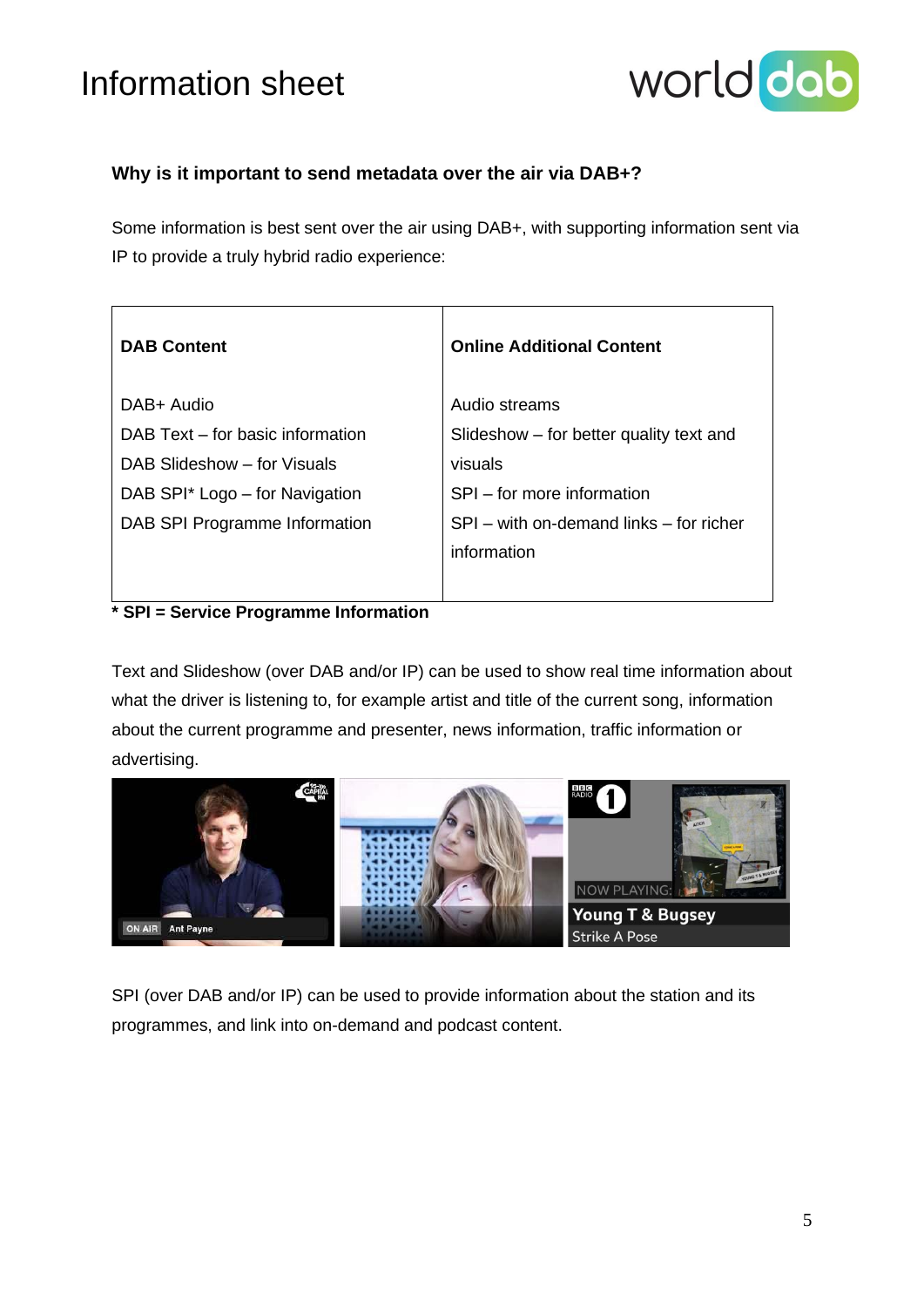### Why is it important to send metadata over the air via DAB+?

Some information is best sent over the air using DAB+, with supporting information sent via IP to provide a truly hybrid radio experience:

| DAB Content | Online Additional Content |
|---|---|
| DAB+ Audio<br>DAB Text – for basic information<br>DAB Slideshow – for Visuals<br>DAB SPI* Logo – for Navigation<br>DAB SPI Programme Information | Audio streams<br>Slideshow – for better quality text and visuals<br>SPI – for more information<br>SPI – with on-demand links – for richer information |

**\* SPI = Service Programme Information**

Text and Slideshow (over DAB and/or IP) can be used to show real time information about what the driver is listening to, for example artist and title of the current song, information about the current programme and presenter, news information, traffic information or advertising.

SPI (over DAB and/or IP) can be used to provide information about the station and its programmes, and link into on-demand and podcast content.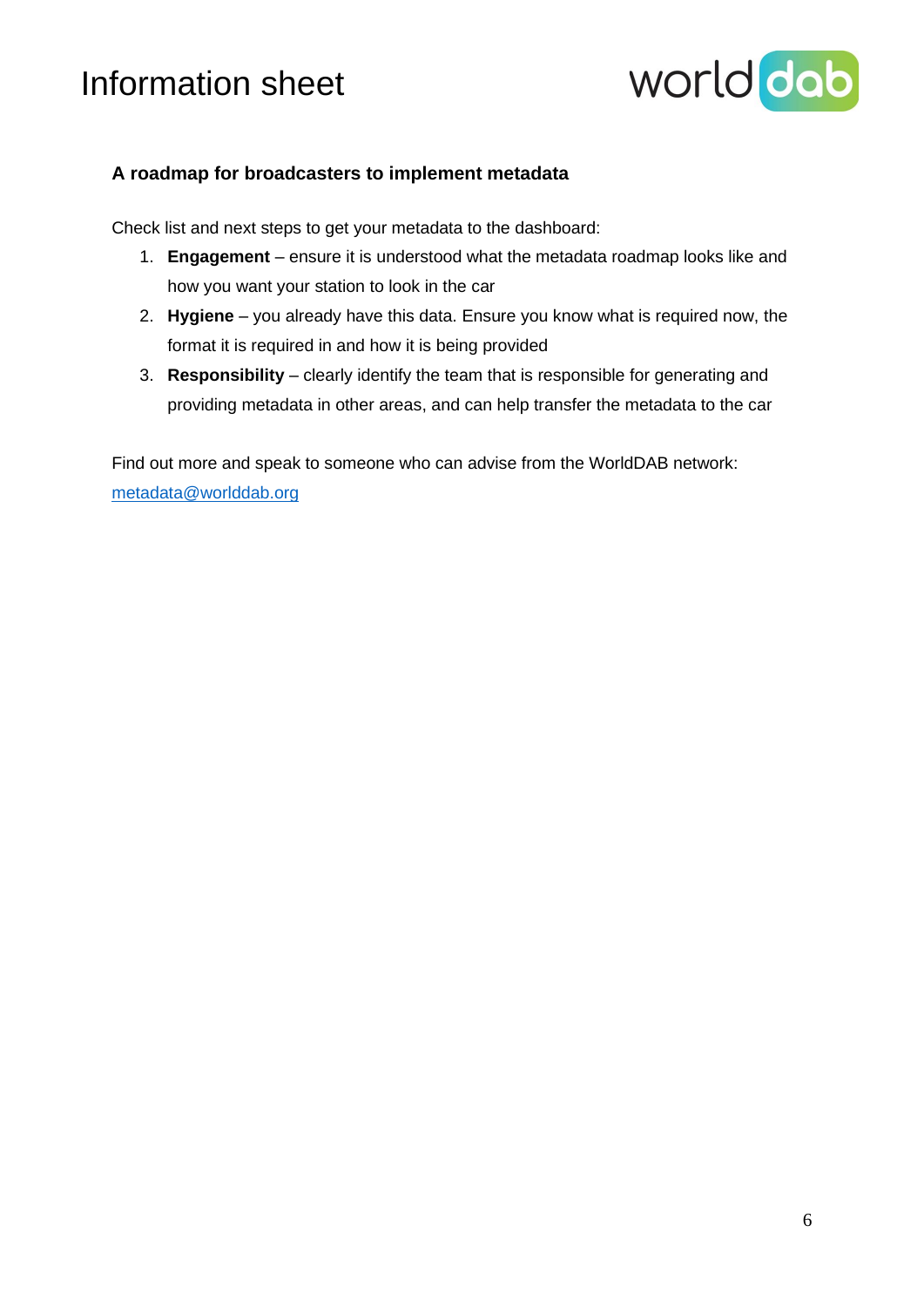# Information sheet

## A roadmap for broadcasters to implement metadata

Check list and next steps to get your metadata to the dashboard:

1. **Engagement** – ensure it is understood what the metadata roadmap looks like and how you want your station to look in the car
2. **Hygiene** – you already have this data. Ensure you know what is required now, the format it is required in and how it is being provided
3. **Responsibility** – clearly identify the team that is responsible for generating and providing metadata in other areas, and can help transfer the metadata to the car

Find out more and speak to someone who can advise from the WorldDAB network: metadata@worlddab.org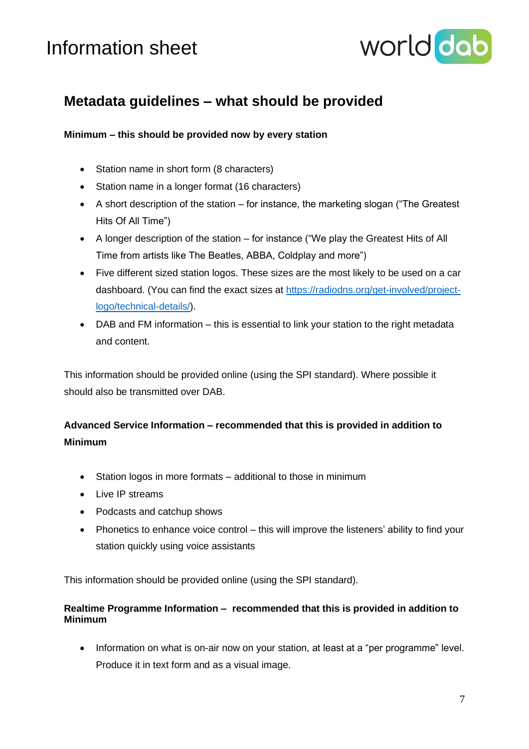## Metadata guidelines – what should be provided

**Minimum – this should be provided now by every station**

- Station name in short form (8 characters)
- Station name in a longer format (16 characters)
- A short description of the station – for instance, the marketing slogan ("The Greatest Hits Of All Time")
- A longer description of the station – for instance ("We play the Greatest Hits of All Time from artists like The Beatles, ABBA, Coldplay and more")
- Five different sized station logos. These sizes are the most likely to be used on a car dashboard. (You can find the exact sizes at [https://radiodns.org/get-involved/project-logo/technical-details/](https://radiodns.org/get-involved/project-logo/technical-details/)).
- DAB and FM information – this is essential to link your station to the right metadata and content.

This information should be provided online (using the SPI standard). Where possible it should also be transmitted over DAB.

**Advanced Service Information – recommended that this is provided in addition to Minimum**

- Station logos in more formats – additional to those in minimum
- Live IP streams
- Podcasts and catchup shows
- Phonetics to enhance voice control – this will improve the listeners' ability to find your station quickly using voice assistants

This information should be provided online (using the SPI standard).

**Realtime Programme Information – recommended that this is provided in addition to Minimum**

- Information on what is on-air now on your station, at least at a "per programme" level. Produce it in text form and as a visual image.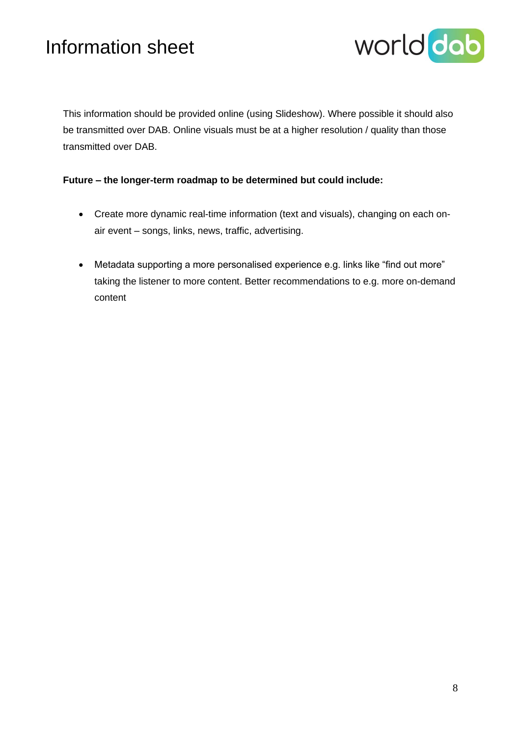This information should be provided online (using Slideshow). Where possible it should also be transmitted over DAB. Online visuals must be at a higher resolution / quality than those transmitted over DAB.

**Future – the longer-term roadmap to be determined but could include:**

- Create more dynamic real-time information (text and visuals), changing on each on-air event – songs, links, news, traffic, advertising.
- Metadata supporting a more personalised experience e.g. links like "find out more" taking the listener to more content. Better recommendations to e.g. more on-demand content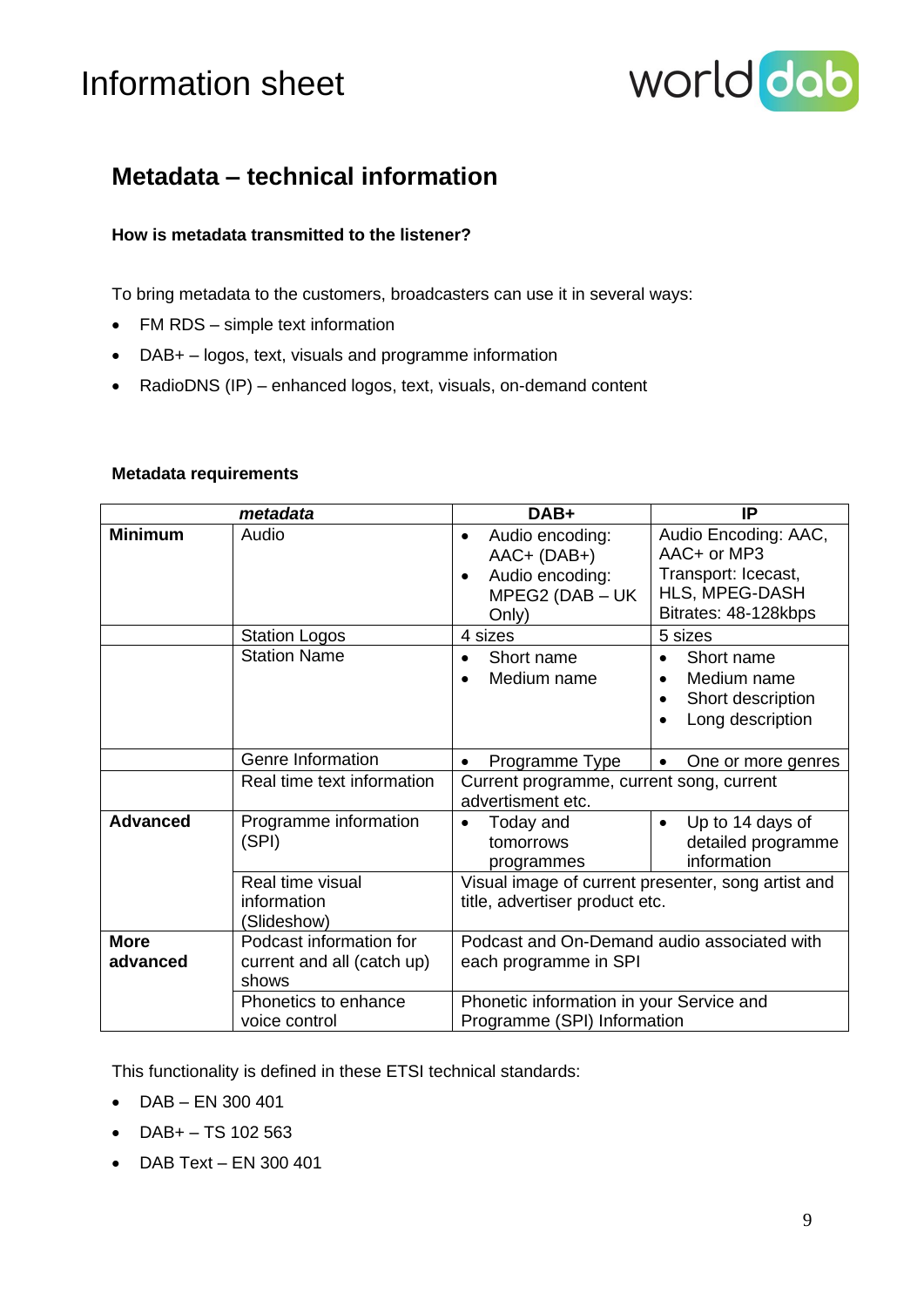# Information sheet

## Metadata – technical information

**How is metadata transmitted to the listener?**

To bring metadata to the customers, broadcasters can use it in several ways:

- FM RDS – simple text information
- DAB+ – logos, text, visuals and programme information
- RadioDNS (IP) – enhanced logos, text, visuals, on-demand content

**Metadata requirements**

| *metadata* | | DAB+ | IP |
|---|---|---|---|
| **Minimum** | Audio | • Audio encoding: AAC+ (DAB+)<br>• Audio encoding: MPEG2 (DAB – UK Only) | Audio Encoding: AAC, AAC+ or MP3<br>Transport: Icecast, HLS, MPEG-DASH<br>Bitrates: 48-128kbps |
| | Station Logos | 4 sizes | 5 sizes |
| | Station Name | • Short name<br>• Medium name | • Short name<br>• Medium name<br>• Short description<br>• Long description |
| | Genre Information | • Programme Type | • One or more genres |
| | Real time text information | Current programme, current song, current advertisment etc. | |
| **Advanced** | Programme information (SPI) | • Today and tomorrows programmes | • Up to 14 days of detailed programme information |
| | Real time visual information (Slideshow) | Visual image of current presenter, song artist and title, advertiser product etc. | |
| **More advanced** | Podcast information for current and all (catch up) shows | Podcast and On-Demand audio associated with each programme in SPI | |
| | Phonetics to enhance voice control | Phonetic information in your Service and Programme (SPI) Information | |

This functionality is defined in these ETSI technical standards:

- DAB – EN 300 401
- DAB+ – TS 102 563
- DAB Text – EN 300 401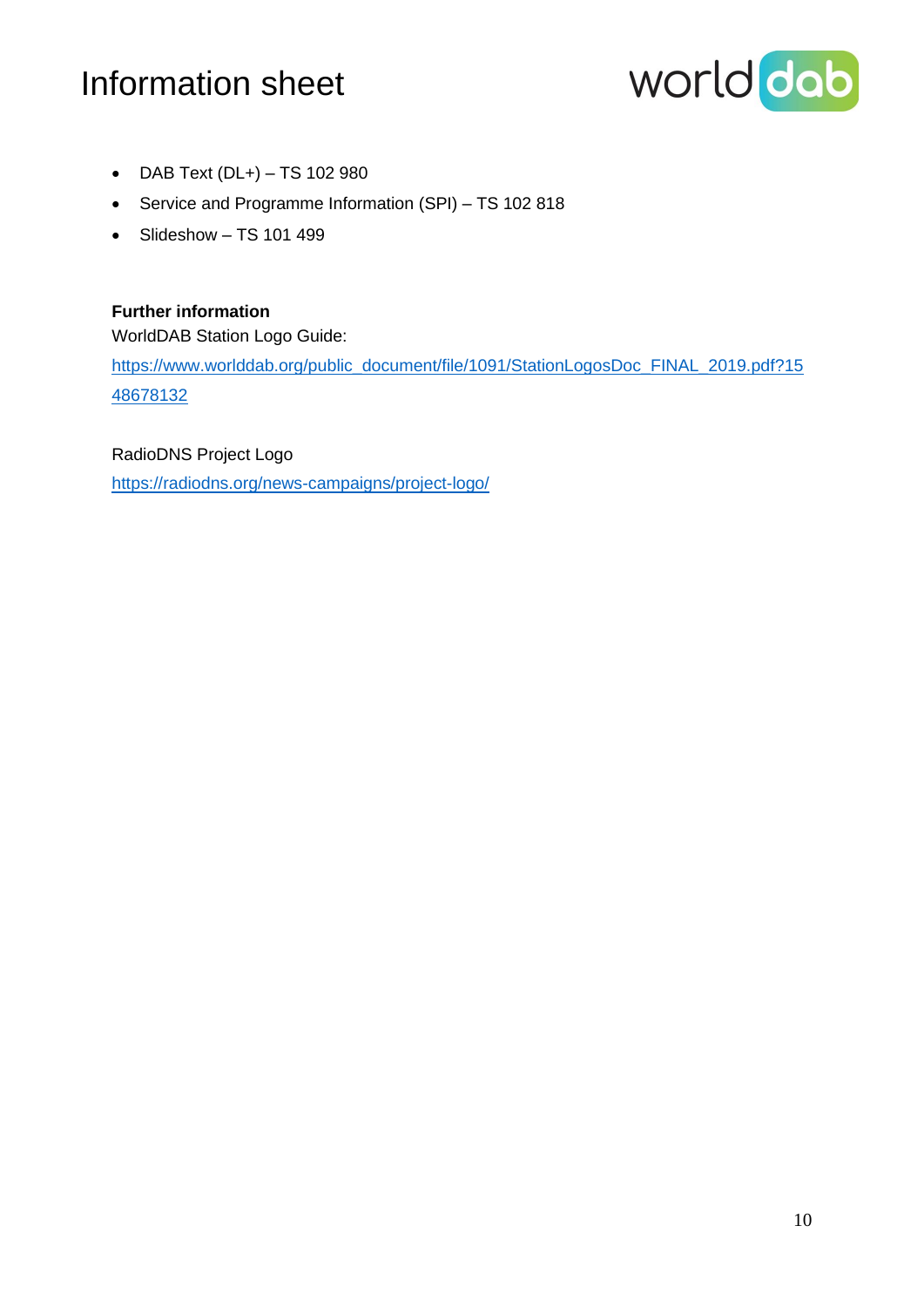- DAB Text (DL+) – TS 102 980
- Service and Programme Information (SPI) – TS 102 818
- Slideshow – TS 101 499

**Further information**

WorldDAB Station Logo Guide:
https://www.worlddab.org/public_document/file/1091/StationLogosDoc_FINAL_2019.pdf?1548678132

RadioDNS Project Logo
https://radiodns.org/news-campaigns/project-logo/